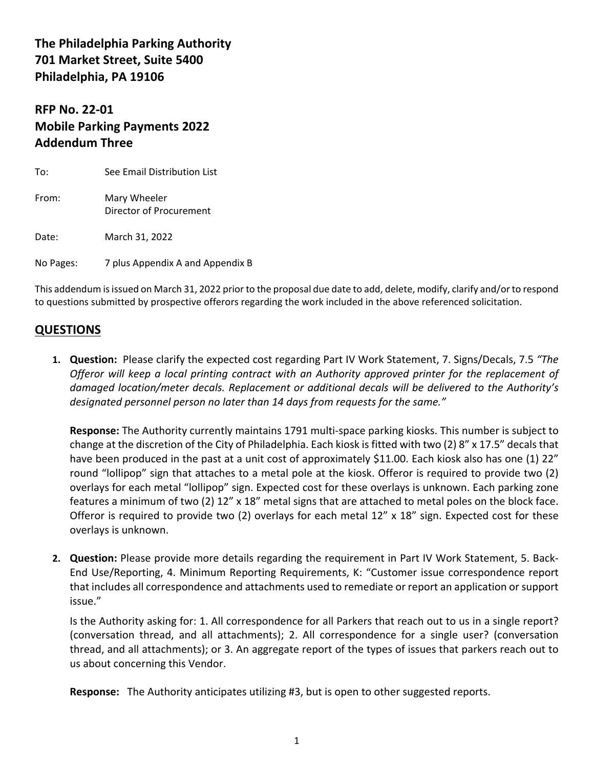**The Philadelphia Parking Authority**
**701 Market Street, Suite 5400**
**Philadelphia, PA 19106**

## RFP No. 22-01
## Mobile Parking Payments 2022
## Addendum Three

To: See Email Distribution List

From: Mary Wheeler
Director of Procurement

Date: March 31, 2022

No Pages: 7 plus Appendix A and Appendix B

This addendum is issued on March 31, 2022 prior to the proposal due date to add, delete, modify, clarify and/or to respond to questions submitted by prospective offerors regarding the work included in the above referenced solicitation.

## QUESTIONS

1. **Question:** Please clarify the expected cost regarding Part IV Work Statement, 7. Signs/Decals, 7.5 *"The Offeror will keep a local printing contract with an Authority approved printer for the replacement of damaged location/meter decals. Replacement or additional decals will be delivered to the Authority's designated personnel person no later than 14 days from requests for the same."*

   **Response:** The Authority currently maintains 1791 multi-space parking kiosks. This number is subject to change at the discretion of the City of Philadelphia. Each kiosk is fitted with two (2) 8" x 17.5" decals that have been produced in the past at a unit cost of approximately $11.00. Each kiosk also has one (1) 22" round "lollipop" sign that attaches to a metal pole at the kiosk. Offeror is required to provide two (2) overlays for each metal "lollipop" sign. Expected cost for these overlays is unknown. Each parking zone features a minimum of two (2) 12" x 18" metal signs that are attached to metal poles on the block face. Offeror is required to provide two (2) overlays for each metal 12" x 18" sign. Expected cost for these overlays is unknown.

2. **Question:** Please provide more details regarding the requirement in Part IV Work Statement, 5. Back-End Use/Reporting, 4. Minimum Reporting Requirements, K: "Customer issue correspondence report that includes all correspondence and attachments used to remediate or report an application or support issue."

   Is the Authority asking for: 1. All correspondence for all Parkers that reach out to us in a single report? (conversation thread, and all attachments); 2. All correspondence for a single user? (conversation thread, and all attachments); or 3. An aggregate report of the types of issues that parkers reach out to us about concerning this Vendor.

   **Response:** The Authority anticipates utilizing #3, but is open to other suggested reports.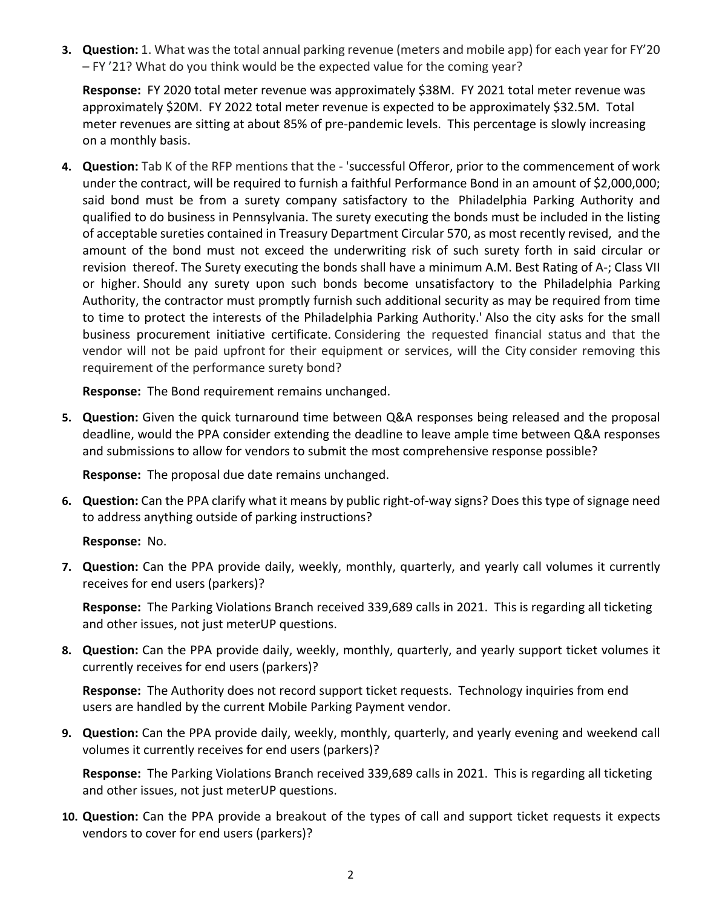3. **Question:** 1. What was the total annual parking revenue (meters and mobile app) for each year for FY'20 – FY '21? What do you think would be the expected value for the coming year?

   **Response:** FY 2020 total meter revenue was approximately $38M. FY 2021 total meter revenue was approximately $20M. FY 2022 total meter revenue is expected to be approximately $32.5M. Total meter revenues are sitting at about 85% of pre-pandemic levels. This percentage is slowly increasing on a monthly basis.

4. **Question:** Tab K of the RFP mentions that the - 'successful Offeror, prior to the commencement of work under the contract, will be required to furnish a faithful Performance Bond in an amount of $2,000,000; said bond must be from a surety company satisfactory to the Philadelphia Parking Authority and qualified to do business in Pennsylvania. The surety executing the bonds must be included in the listing of acceptable sureties contained in Treasury Department Circular 570, as most recently revised, and the amount of the bond must not exceed the underwriting risk of such surety forth in said circular or revision thereof. The Surety executing the bonds shall have a minimum A.M. Best Rating of A-; Class VII or higher. Should any surety upon such bonds become unsatisfactory to the Philadelphia Parking Authority, the contractor must promptly furnish such additional security as may be required from time to time to protect the interests of the Philadelphia Parking Authority.' Also the city asks for the small business procurement initiative certificate. Considering the requested financial status and that the vendor will not be paid upfront for their equipment or services, will the City consider removing this requirement of the performance surety bond?

   **Response:** The Bond requirement remains unchanged.

5. **Question:** Given the quick turnaround time between Q&A responses being released and the proposal deadline, would the PPA consider extending the deadline to leave ample time between Q&A responses and submissions to allow for vendors to submit the most comprehensive response possible?

   **Response:** The proposal due date remains unchanged.

6. **Question:** Can the PPA clarify what it means by public right-of-way signs? Does this type of signage need to address anything outside of parking instructions?

   **Response:** No.

7. **Question:** Can the PPA provide daily, weekly, monthly, quarterly, and yearly call volumes it currently receives for end users (parkers)?

   **Response:** The Parking Violations Branch received 339,689 calls in 2021. This is regarding all ticketing and other issues, not just meterUP questions.

8. **Question:** Can the PPA provide daily, weekly, monthly, quarterly, and yearly support ticket volumes it currently receives for end users (parkers)?

   **Response:** The Authority does not record support ticket requests. Technology inquiries from end users are handled by the current Mobile Parking Payment vendor.

9. **Question:** Can the PPA provide daily, weekly, monthly, quarterly, and yearly evening and weekend call volumes it currently receives for end users (parkers)?

   **Response:** The Parking Violations Branch received 339,689 calls in 2021. This is regarding all ticketing and other issues, not just meterUP questions.

10. **Question:** Can the PPA provide a breakout of the types of call and support ticket requests it expects vendors to cover for end users (parkers)?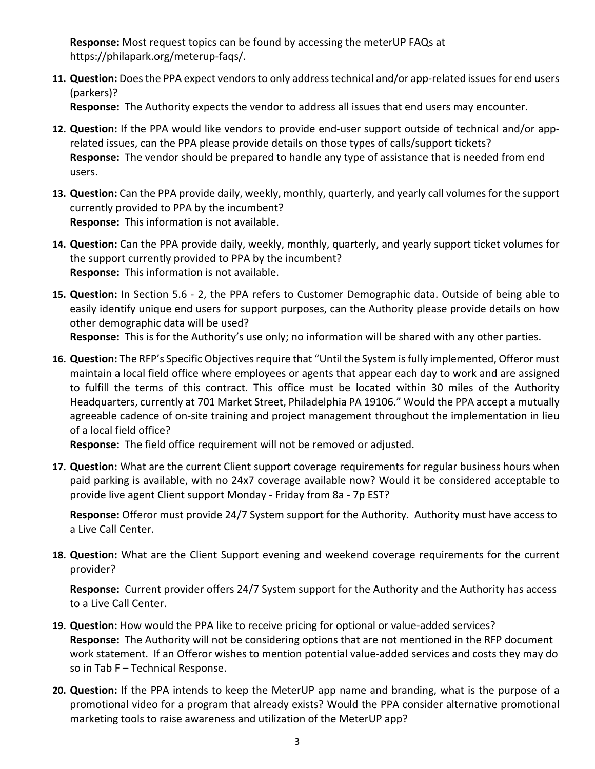**Response:** Most request topics can be found by accessing the meterUP FAQs at https://philapark.org/meterup-faqs/.

11. **Question:** Does the PPA expect vendors to only address technical and/or app-related issues for end users (parkers)?
    **Response:** The Authority expects the vendor to address all issues that end users may encounter.

12. **Question:** If the PPA would like vendors to provide end-user support outside of technical and/or app-related issues, can the PPA please provide details on those types of calls/support tickets?
    **Response:** The vendor should be prepared to handle any type of assistance that is needed from end users.

13. **Question:** Can the PPA provide daily, weekly, monthly, quarterly, and yearly call volumes for the support currently provided to PPA by the incumbent?
    **Response:** This information is not available.

14. **Question:** Can the PPA provide daily, weekly, monthly, quarterly, and yearly support ticket volumes for the support currently provided to PPA by the incumbent?
    **Response:** This information is not available.

15. **Question:** In Section 5.6 - 2, the PPA refers to Customer Demographic data. Outside of being able to easily identify unique end users for support purposes, can the Authority please provide details on how other demographic data will be used?
    **Response:** This is for the Authority's use only; no information will be shared with any other parties.

16. **Question:** The RFP's Specific Objectives require that "Until the System is fully implemented, Offeror must maintain a local field office where employees or agents that appear each day to work and are assigned to fulfill the terms of this contract. This office must be located within 30 miles of the Authority Headquarters, currently at 701 Market Street, Philadelphia PA 19106." Would the PPA accept a mutually agreeable cadence of on-site training and project management throughout the implementation in lieu of a local field office?
    **Response:** The field office requirement will not be removed or adjusted.

17. **Question:** What are the current Client support coverage requirements for regular business hours when paid parking is available, with no 24x7 coverage available now? Would it be considered acceptable to provide live agent Client support Monday - Friday from 8a - 7p EST?

    **Response:** Offeror must provide 24/7 System support for the Authority. Authority must have access to a Live Call Center.

18. **Question:** What are the Client Support evening and weekend coverage requirements for the current provider?

    **Response:** Current provider offers 24/7 System support for the Authority and the Authority has access to a Live Call Center.

19. **Question:** How would the PPA like to receive pricing for optional or value-added services?
    **Response:** The Authority will not be considering options that are not mentioned in the RFP document work statement. If an Offeror wishes to mention potential value-added services and costs they may do so in Tab F – Technical Response.

20. **Question:** If the PPA intends to keep the MeterUP app name and branding, what is the purpose of a promotional video for a program that already exists? Would the PPA consider alternative promotional marketing tools to raise awareness and utilization of the MeterUP app?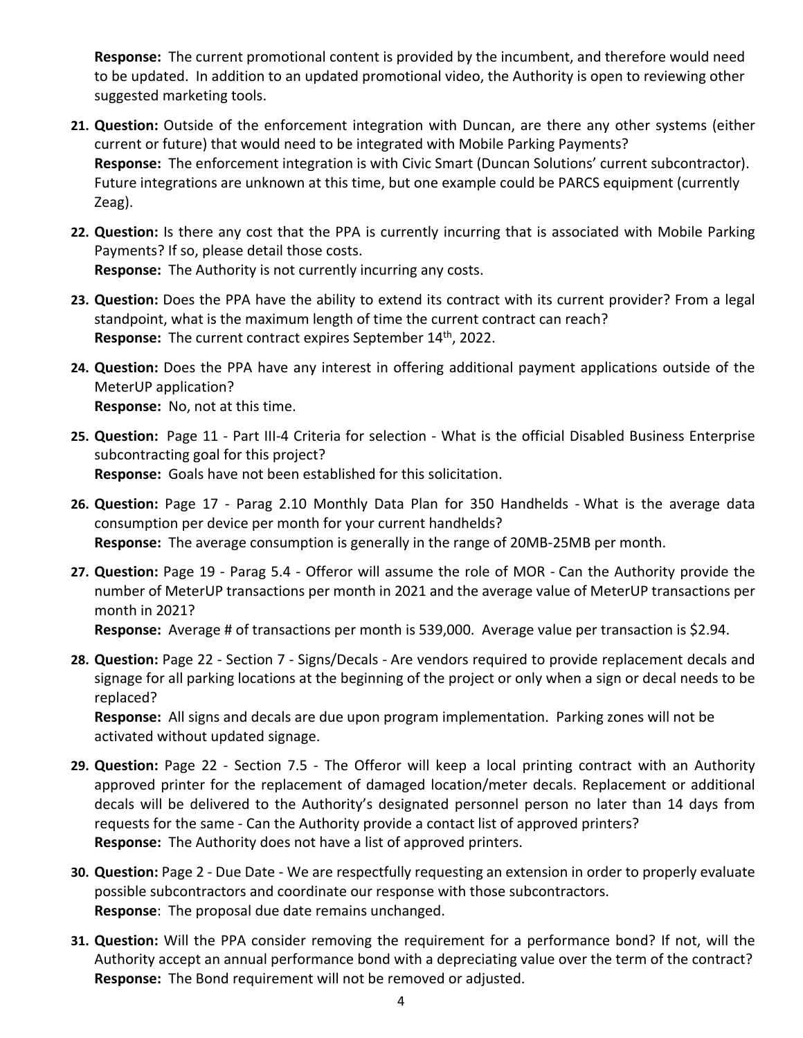**Response:** The current promotional content is provided by the incumbent, and therefore would need to be updated. In addition to an updated promotional video, the Authority is open to reviewing other suggested marketing tools.

21. **Question:** Outside of the enforcement integration with Duncan, are there any other systems (either current or future) that would need to be integrated with Mobile Parking Payments?
    **Response:** The enforcement integration is with Civic Smart (Duncan Solutions' current subcontractor). Future integrations are unknown at this time, but one example could be PARCS equipment (currently Zeag).

22. **Question:** Is there any cost that the PPA is currently incurring that is associated with Mobile Parking Payments? If so, please detail those costs.
    **Response:** The Authority is not currently incurring any costs.

23. **Question:** Does the PPA have the ability to extend its contract with its current provider? From a legal standpoint, what is the maximum length of time the current contract can reach?
    **Response:** The current contract expires September 14th, 2022.

24. **Question:** Does the PPA have any interest in offering additional payment applications outside of the MeterUP application?
    **Response:** No, not at this time.

25. **Question:** Page 11 - Part III-4 Criteria for selection - What is the official Disabled Business Enterprise subcontracting goal for this project?
    **Response:** Goals have not been established for this solicitation.

26. **Question:** Page 17 - Parag 2.10 Monthly Data Plan for 350 Handhelds - What is the average data consumption per device per month for your current handhelds?
    **Response:** The average consumption is generally in the range of 20MB-25MB per month.

27. **Question:** Page 19 - Parag 5.4 - Offeror will assume the role of MOR - Can the Authority provide the number of MeterUP transactions per month in 2021 and the average value of MeterUP transactions per month in 2021?
    **Response:** Average # of transactions per month is 539,000. Average value per transaction is $2.94.

28. **Question:** Page 22 - Section 7 - Signs/Decals - Are vendors required to provide replacement decals and signage for all parking locations at the beginning of the project or only when a sign or decal needs to be replaced?
    **Response:** All signs and decals are due upon program implementation. Parking zones will not be activated without updated signage.

29. **Question:** Page 22 - Section 7.5 - The Offeror will keep a local printing contract with an Authority approved printer for the replacement of damaged location/meter decals. Replacement or additional decals will be delivered to the Authority's designated personnel person no later than 14 days from requests for the same - Can the Authority provide a contact list of approved printers?
    **Response:** The Authority does not have a list of approved printers.

30. **Question:** Page 2 - Due Date - We are respectfully requesting an extension in order to properly evaluate possible subcontractors and coordinate our response with those subcontractors.
    **Response**: The proposal due date remains unchanged.

31. **Question:** Will the PPA consider removing the requirement for a performance bond? If not, will the Authority accept an annual performance bond with a depreciating value over the term of the contract?
    **Response:** The Bond requirement will not be removed or adjusted.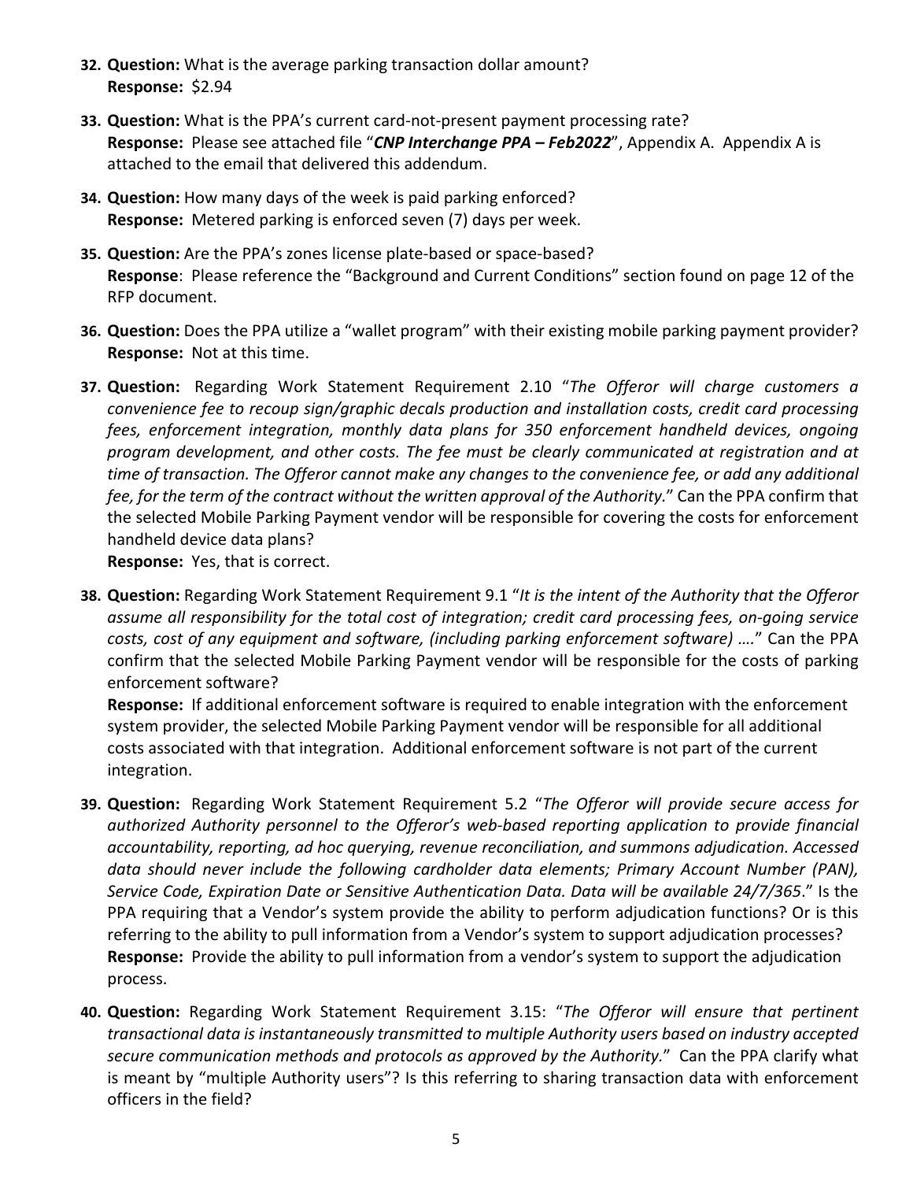32. **Question:** What is the average parking transaction dollar amount?
    **Response:** $2.94

33. **Question:** What is the PPA's current card-not-present payment processing rate?
    **Response:** Please see attached file "***CNP Interchange PPA – Feb2022***", Appendix A. Appendix A is attached to the email that delivered this addendum.

34. **Question:** How many days of the week is paid parking enforced?
    **Response:** Metered parking is enforced seven (7) days per week.

35. **Question:** Are the PPA's zones license plate-based or space-based?
    **Response**: Please reference the "Background and Current Conditions" section found on page 12 of the RFP document.

36. **Question:** Does the PPA utilize a "wallet program" with their existing mobile parking payment provider?
    **Response:** Not at this time.

37. **Question:** Regarding Work Statement Requirement 2.10 "*The Offeror will charge customers a convenience fee to recoup sign/graphic decals production and installation costs, credit card processing fees, enforcement integration, monthly data plans for 350 enforcement handheld devices, ongoing program development, and other costs. The fee must be clearly communicated at registration and at time of transaction. The Offeror cannot make any changes to the convenience fee, or add any additional fee, for the term of the contract without the written approval of the Authority.*" Can the PPA confirm that the selected Mobile Parking Payment vendor will be responsible for covering the costs for enforcement handheld device data plans?
    **Response:** Yes, that is correct.

38. **Question:** Regarding Work Statement Requirement 9.1 "*It is the intent of the Authority that the Offeror assume all responsibility for the total cost of integration; credit card processing fees, on-going service costs, cost of any equipment and software, (including parking enforcement software) ….*" Can the PPA confirm that the selected Mobile Parking Payment vendor will be responsible for the costs of parking enforcement software?
    **Response:** If additional enforcement software is required to enable integration with the enforcement system provider, the selected Mobile Parking Payment vendor will be responsible for all additional costs associated with that integration. Additional enforcement software is not part of the current integration.

39. **Question:** Regarding Work Statement Requirement 5.2 "*The Offeror will provide secure access for authorized Authority personnel to the Offeror's web-based reporting application to provide financial accountability, reporting, ad hoc querying, revenue reconciliation, and summons adjudication. Accessed data should never include the following cardholder data elements; Primary Account Number (PAN), Service Code, Expiration Date or Sensitive Authentication Data. Data will be available 24/7/365*." Is the PPA requiring that a Vendor's system provide the ability to perform adjudication functions? Or is this referring to the ability to pull information from a Vendor's system to support adjudication processes?
    **Response:** Provide the ability to pull information from a vendor's system to support the adjudication process.

40. **Question:** Regarding Work Statement Requirement 3.15: "*The Offeror will ensure that pertinent transactional data is instantaneously transmitted to multiple Authority users based on industry accepted secure communication methods and protocols as approved by the Authority.*" Can the PPA clarify what is meant by "multiple Authority users"? Is this referring to sharing transaction data with enforcement officers in the field?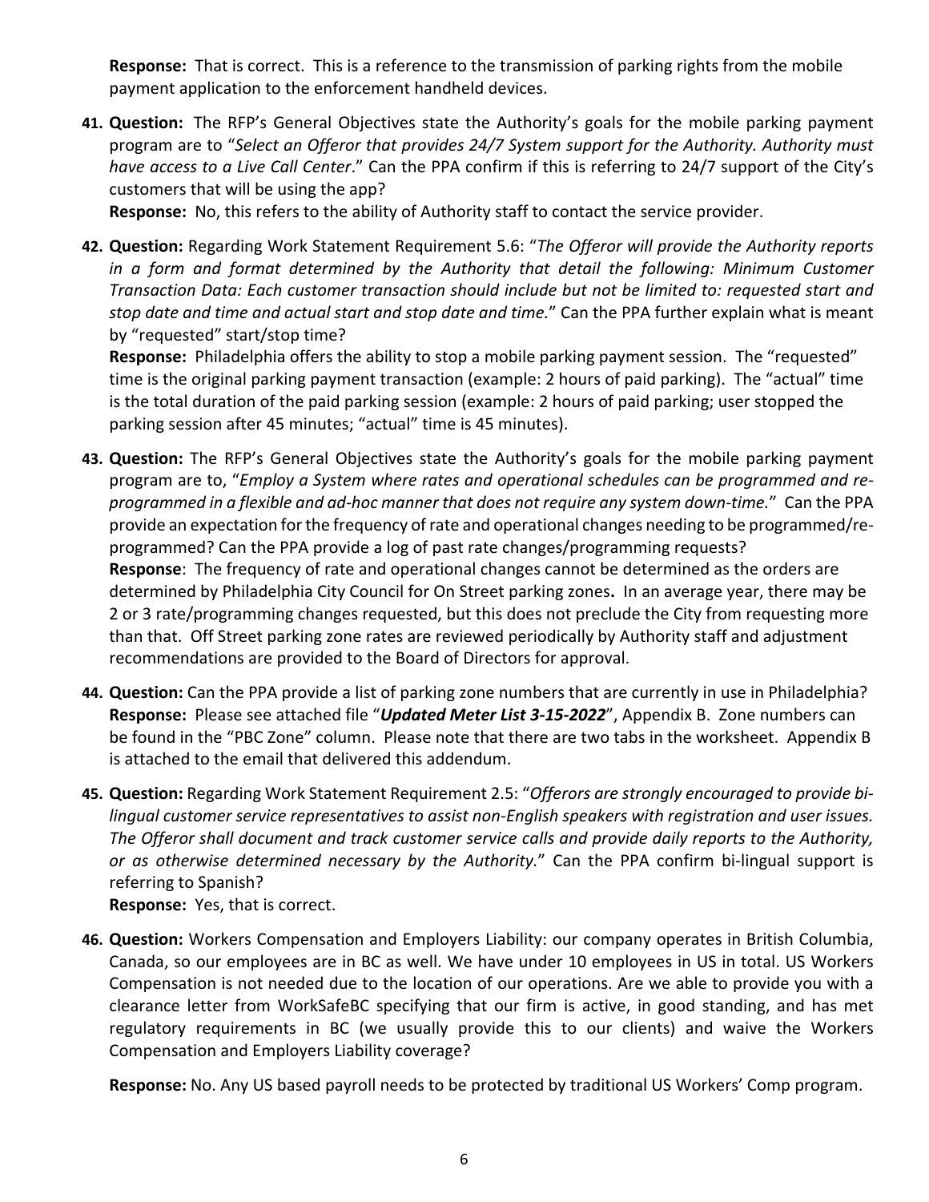**Response:** That is correct. This is a reference to the transmission of parking rights from the mobile payment application to the enforcement handheld devices.

41. **Question:** The RFP's General Objectives state the Authority's goals for the mobile parking payment program are to "*Select an Offeror that provides 24/7 System support for the Authority. Authority must have access to a Live Call Center*." Can the PPA confirm if this is referring to 24/7 support of the City's customers that will be using the app?
   **Response:** No, this refers to the ability of Authority staff to contact the service provider.

42. **Question:** Regarding Work Statement Requirement 5.6: "*The Offeror will provide the Authority reports in a form and format determined by the Authority that detail the following: Minimum Customer Transaction Data: Each customer transaction should include but not be limited to: requested start and stop date and time and actual start and stop date and time.*" Can the PPA further explain what is meant by "requested" start/stop time?
   **Response:** Philadelphia offers the ability to stop a mobile parking payment session. The "requested" time is the original parking payment transaction (example: 2 hours of paid parking). The "actual" time is the total duration of the paid parking session (example: 2 hours of paid parking; user stopped the parking session after 45 minutes; "actual" time is 45 minutes).

43. **Question:** The RFP's General Objectives state the Authority's goals for the mobile parking payment program are to, "*Employ a System where rates and operational schedules can be programmed and re-programmed in a flexible and ad-hoc manner that does not require any system down-time.*" Can the PPA provide an expectation for the frequency of rate and operational changes needing to be programmed/re-programmed? Can the PPA provide a log of past rate changes/programming requests?
   **Response**: The frequency of rate and operational changes cannot be determined as the orders are determined by Philadelphia City Council for On Street parking zones**.** In an average year, there may be 2 or 3 rate/programming changes requested, but this does not preclude the City from requesting more than that. Off Street parking zone rates are reviewed periodically by Authority staff and adjustment recommendations are provided to the Board of Directors for approval.

44. **Question:** Can the PPA provide a list of parking zone numbers that are currently in use in Philadelphia?
   **Response:** Please see attached file "***Updated Meter List 3-15-2022***", Appendix B. Zone numbers can be found in the "PBC Zone" column. Please note that there are two tabs in the worksheet. Appendix B is attached to the email that delivered this addendum.

45. **Question:** Regarding Work Statement Requirement 2.5: "*Offerors are strongly encouraged to provide bi-lingual customer service representatives to assist non-English speakers with registration and user issues. The Offeror shall document and track customer service calls and provide daily reports to the Authority, or as otherwise determined necessary by the Authority.*" Can the PPA confirm bi-lingual support is referring to Spanish?
   **Response:** Yes, that is correct.

46. **Question:** Workers Compensation and Employers Liability: our company operates in British Columbia, Canada, so our employees are in BC as well. We have under 10 employees in US in total. US Workers Compensation is not needed due to the location of our operations. Are we able to provide you with a clearance letter from WorkSafeBC specifying that our firm is active, in good standing, and has met regulatory requirements in BC (we usually provide this to our clients) and waive the Workers Compensation and Employers Liability coverage?

   **Response:** No. Any US based payroll needs to be protected by traditional US Workers' Comp program.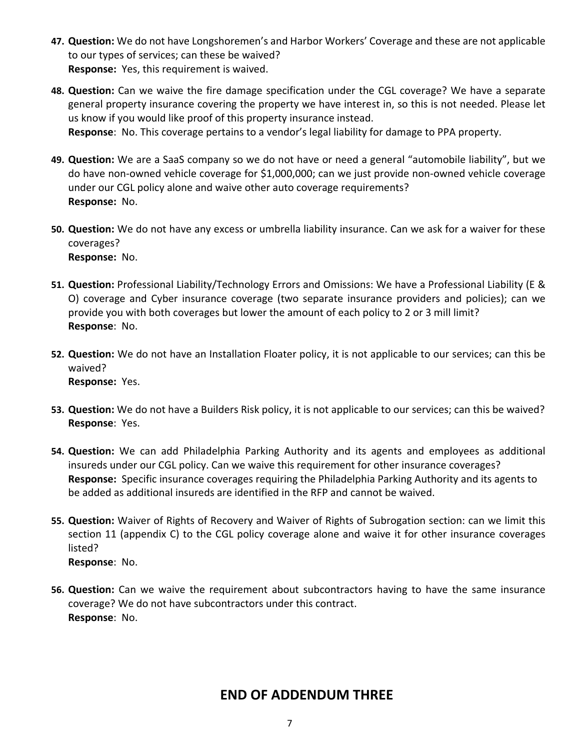47. **Question:** We do not have Longshoremen's and Harbor Workers' Coverage and these are not applicable to our types of services; can these be waived?
**Response:** Yes, this requirement is waived.

48. **Question:** Can we waive the fire damage specification under the CGL coverage? We have a separate general property insurance covering the property we have interest in, so this is not needed. Please let us know if you would like proof of this property insurance instead.
**Response**: No. This coverage pertains to a vendor's legal liability for damage to PPA property.

49. **Question:** We are a SaaS company so we do not have or need a general "automobile liability", but we do have non-owned vehicle coverage for $1,000,000; can we just provide non-owned vehicle coverage under our CGL policy alone and waive other auto coverage requirements?
**Response:** No.

50. **Question:** We do not have any excess or umbrella liability insurance. Can we ask for a waiver for these coverages?
**Response:** No.

51. **Question:** Professional Liability/Technology Errors and Omissions: We have a Professional Liability (E & O) coverage and Cyber insurance coverage (two separate insurance providers and policies); can we provide you with both coverages but lower the amount of each policy to 2 or 3 mill limit?
**Response**: No.

52. **Question:** We do not have an Installation Floater policy, it is not applicable to our services; can this be waived?
**Response:** Yes.

53. **Question:** We do not have a Builders Risk policy, it is not applicable to our services; can this be waived?
**Response**: Yes.

54. **Question:** We can add Philadelphia Parking Authority and its agents and employees as additional insureds under our CGL policy. Can we waive this requirement for other insurance coverages?
**Response:** Specific insurance coverages requiring the Philadelphia Parking Authority and its agents to be added as additional insureds are identified in the RFP and cannot be waived.

55. **Question:** Waiver of Rights of Recovery and Waiver of Rights of Subrogation section: can we limit this section 11 (appendix C) to the CGL policy coverage alone and waive it for other insurance coverages listed?
**Response**: No.

56. **Question:** Can we waive the requirement about subcontractors having to have the same insurance coverage? We do not have subcontractors under this contract.
**Response**: No.

## END OF ADDENDUM THREE